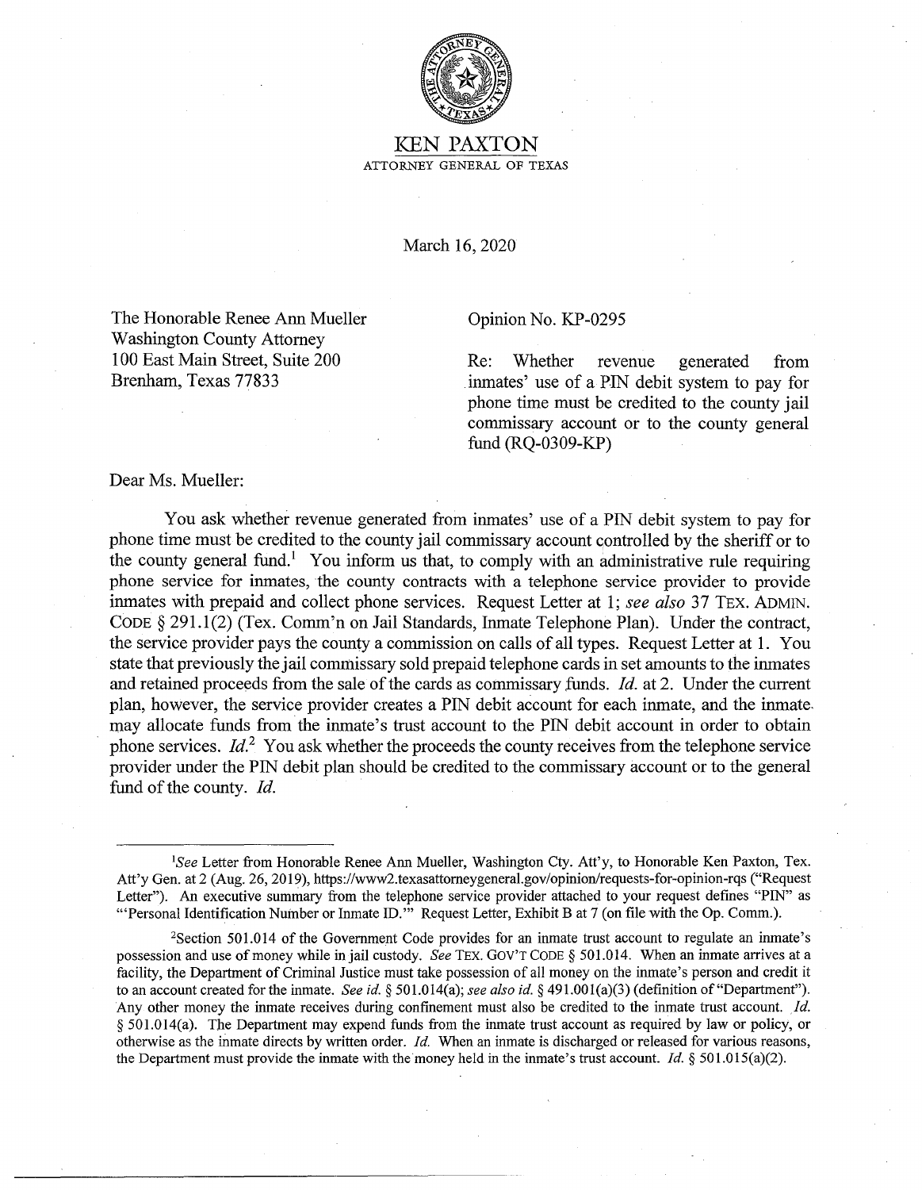KEN PAXTON

ATTORNEY GENERAL OF TEXAS

March 16, 2020

The Honorable Renee Ann Mueller
Washington County Attorney
100 East Main Street, Suite 200
Brenham, Texas 77833

Opinion No. KP-0295

Re: Whether revenue generated from inmates' use of a PIN debit system to pay for phone time must be credited to the county jail commissary account or to the county general fund (RQ-0309-KP)

Dear Ms. Mueller:

You ask whether revenue generated from inmates' use of a PIN debit system to pay for phone time must be credited to the county jail commissary account controlled by the sheriff or to the county general fund.[1] You inform us that, to comply with an administrative rule requiring phone service for inmates, the county contracts with a telephone service provider to provide inmates with prepaid and collect phone services. Request Letter at 1; *see also* 37 TEX. ADMIN. CODE § 291.1(2) (Tex. Comm'n on Jail Standards, Inmate Telephone Plan). Under the contract, the service provider pays the county a commission on calls of all types. Request Letter at 1. You state that previously the jail commissary sold prepaid telephone cards in set amounts to the inmates and retained proceeds from the sale of the cards as commissary funds. *Id.* at 2. Under the current plan, however, the service provider creates a PIN debit account for each inmate, and the inmate may allocate funds from the inmate's trust account to the PIN debit account in order to obtain phone services. *Id.*[2] You ask whether the proceeds the county receives from the telephone service provider under the PIN debit plan should be credited to the commissary account or to the general fund of the county. *Id.*

---

[1]*See* Letter from Honorable Renee Ann Mueller, Washington Cty. Att'y, to Honorable Ken Paxton, Tex. Att'y Gen. at 2 (Aug. 26, 2019), https://www2.texasattorneygeneral.gov/opinion/requests-for-opinion-rqs ("Request Letter"). An executive summary from the telephone service provider attached to your request defines "PIN" as "'Personal Identification Number or Inmate ID.'" Request Letter, Exhibit B at 7 (on file with the Op. Comm.).

[2]Section 501.014 of the Government Code provides for an inmate trust account to regulate an inmate's possession and use of money while in jail custody. *See* TEX. GOV'T CODE § 501.014. When an inmate arrives at a facility, the Department of Criminal Justice must take possession of all money on the inmate's person and credit it to an account created for the inmate. *See id.* § 501.014(a); *see also id.* § 491.001(a)(3) (definition of "Department"). Any other money the inmate receives during confinement must also be credited to the inmate trust account. *Id.* § 501.014(a). The Department may expend funds from the inmate trust account as required by law or policy, or otherwise as the inmate directs by written order. *Id.* When an inmate is discharged or released for various reasons, the Department must provide the inmate with the money held in the inmate's trust account. *Id.* § 501.015(a)(2).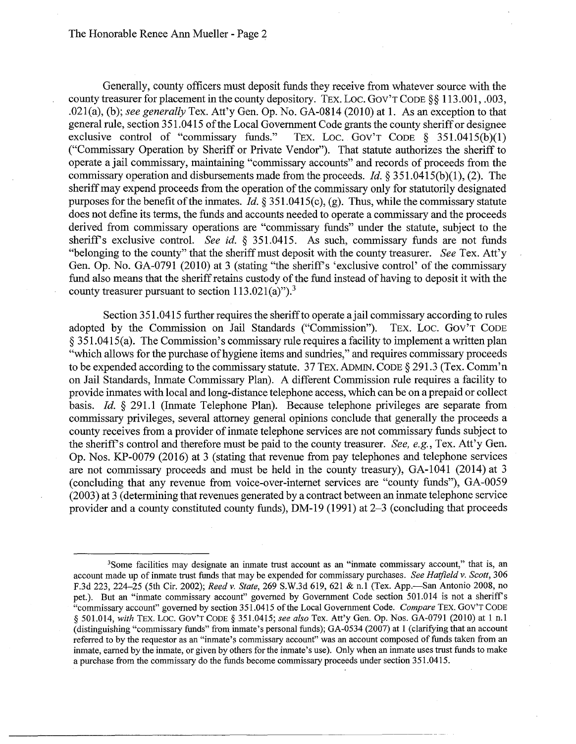Generally, county officers must deposit funds they receive from whatever source with the county treasurer for placement in the county depository. TEX. LOC. GOV'T CODE §§ 113.001, .003, .021(a), (b); *see generally* Tex. Att'y Gen. Op. No. GA-0814 (2010) at 1. As an exception to that general rule, section 351.0415 of the Local Government Code grants the county sheriff or designee exclusive control of "commissary funds." TEX. LOC. GOV'T CODE § 351.0415(b)(1) ("Commissary Operation by Sheriff or Private Vendor"). That statute authorizes the sheriff to operate a jail commissary, maintaining "commissary accounts" and records of proceeds from the commissary operation and disbursements made from the proceeds. *Id.* § 351.0415(b)(1), (2). The sheriff may expend proceeds from the operation of the commissary only for statutorily designated purposes for the benefit of the inmates. *Id.* § 351.0415(c), (g). Thus, while the commissary statute does not define its terms, the funds and accounts needed to operate a commissary and the proceeds derived from commissary operations are "commissary funds" under the statute, subject to the sheriff's exclusive control. *See id.* § 351.0415. As such, commissary funds are not funds "belonging to the county" that the sheriff must deposit with the county treasurer. *See* Tex. Att'y Gen. Op. No. GA-0791 (2010) at 3 (stating "the sheriff's 'exclusive control' of the commissary fund also means that the sheriff retains custody of the fund instead of having to deposit it with the county treasurer pursuant to section 113.021(a)").[3]

Section 351.0415 further requires the sheriff to operate a jail commissary according to rules adopted by the Commission on Jail Standards ("Commission"). TEX. LOC. GOV'T CODE § 351.0415(a). The Commission's commissary rule requires a facility to implement a written plan "which allows for the purchase of hygiene items and sundries," and requires commissary proceeds to be expended according to the commissary statute. 37 TEX. ADMIN. CODE § 291.3 (Tex. Comm'n on Jail Standards, Inmate Commissary Plan). A different Commission rule requires a facility to provide inmates with local and long-distance telephone access, which can be on a prepaid or collect basis. *Id.* § 291.1 (Inmate Telephone Plan). Because telephone privileges are separate from commissary privileges, several attorney general opinions conclude that generally the proceeds a county receives from a provider of inmate telephone services are not commissary funds subject to the sheriff's control and therefore must be paid to the county treasurer. *See, e.g.*, Tex. Att'y Gen. Op. Nos. KP-0079 (2016) at 3 (stating that revenue from pay telephones and telephone services are not commissary proceeds and must be held in the county treasury), GA-1041 (2014) at 3 (concluding that any revenue from voice-over-internet services are "county funds"), GA-0059 (2003) at 3 (determining that revenues generated by a contract between an inmate telephone service provider and a county constituted county funds), DM-19 (1991) at 2–3 (concluding that proceeds

---

[3]Some facilities may designate an inmate trust account as an "inmate commissary account," that is, an account made up of inmate trust funds that may be expended for commissary purchases. *See Hatfield v. Scott*, 306 F.3d 223, 224–25 (5th Cir. 2002); *Reed v. State*, 269 S.W.3d 619, 621 & n.1 (Tex. App.—San Antonio 2008, no pet.). But an "inmate commissary account" governed by Government Code section 501.014 is not a sheriff's "commissary account" governed by section 351.0415 of the Local Government Code. *Compare* TEX. GOV'T CODE § 501.014, *with* TEX. LOC. GOV'T CODE § 351.0415; *see also* Tex. Att'y Gen. Op. Nos. GA-0791 (2010) at 1 n.1 (distinguishing "commissary funds" from inmate's personal funds); GA-0534 (2007) at 1 (clarifying that an account referred to by the requestor as an "inmate's commissary account" was an account composed of funds taken from an inmate, earned by the inmate, or given by others for the inmate's use). Only when an inmate uses trust funds to make a purchase from the commissary do the funds become commissary proceeds under section 351.0415.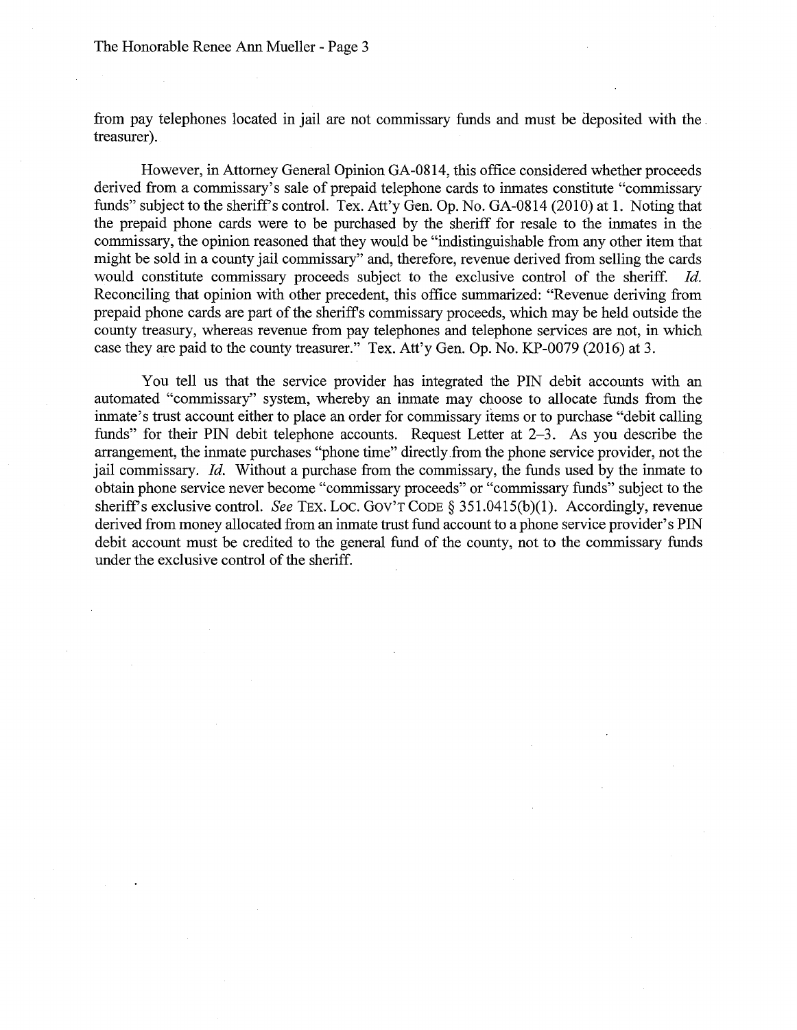from pay telephones located in jail are not commissary funds and must be deposited with the treasurer).

However, in Attorney General Opinion GA-0814, this office considered whether proceeds derived from a commissary's sale of prepaid telephone cards to inmates constitute "commissary funds" subject to the sheriff's control. Tex. Att'y Gen. Op. No. GA-0814 (2010) at 1. Noting that the prepaid phone cards were to be purchased by the sheriff for resale to the inmates in the commissary, the opinion reasoned that they would be "indistinguishable from any other item that might be sold in a county jail commissary" and, therefore, revenue derived from selling the cards would constitute commissary proceeds subject to the exclusive control of the sheriff. *Id.* Reconciling that opinion with other precedent, this office summarized: "Revenue deriving from prepaid phone cards are part of the sheriff's commissary proceeds, which may be held outside the county treasury, whereas revenue from pay telephones and telephone services are not, in which case they are paid to the county treasurer." Tex. Att'y Gen. Op. No. KP-0079 (2016) at 3.

You tell us that the service provider has integrated the PIN debit accounts with an automated "commissary" system, whereby an inmate may choose to allocate funds from the inmate's trust account either to place an order for commissary items or to purchase "debit calling funds" for their PIN debit telephone accounts. Request Letter at 2–3. As you describe the arrangement, the inmate purchases "phone time" directly from the phone service provider, not the jail commissary. *Id.* Without a purchase from the commissary, the funds used by the inmate to obtain phone service never become "commissary proceeds" or "commissary funds" subject to the sheriff's exclusive control. *See* TEX. LOC. GOV'T CODE § 351.0415(b)(1). Accordingly, revenue derived from money allocated from an inmate trust fund account to a phone service provider's PIN debit account must be credited to the general fund of the county, not to the commissary funds under the exclusive control of the sheriff.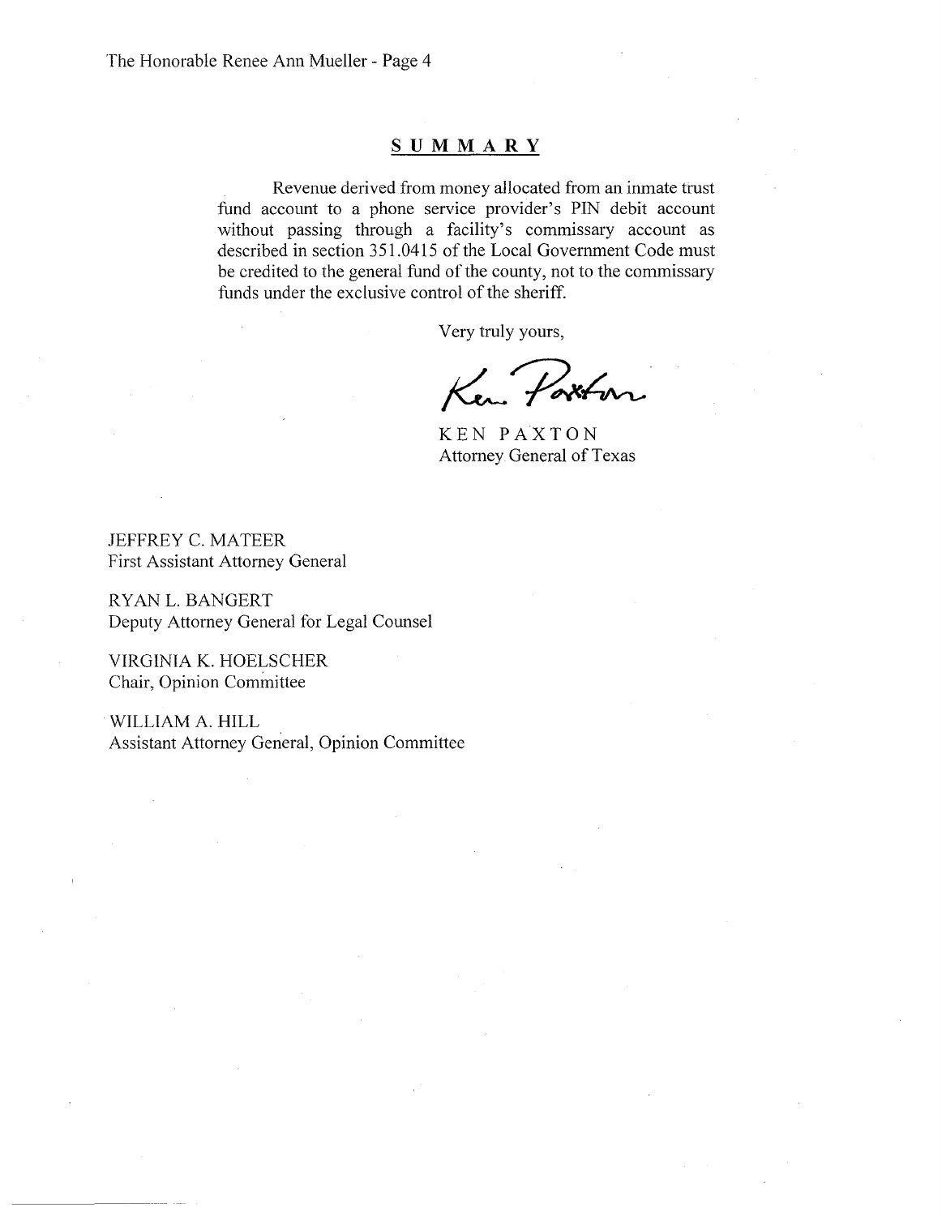## SUMMARY

Revenue derived from money allocated from an inmate trust fund account to a phone service provider's PIN debit account without passing through a facility's commissary account as described in section 351.0415 of the Local Government Code must be credited to the general fund of the county, not to the commissary funds under the exclusive control of the sheriff.

Very truly yours,

Ken Paxton

KEN PAXTON
Attorney General of Texas

JEFFREY C. MATEER
First Assistant Attorney General

RYAN L. BANGERT
Deputy Attorney General for Legal Counsel

VIRGINIA K. HOELSCHER
Chair, Opinion Committee

WILLIAM A. HILL
Assistant Attorney General, Opinion Committee